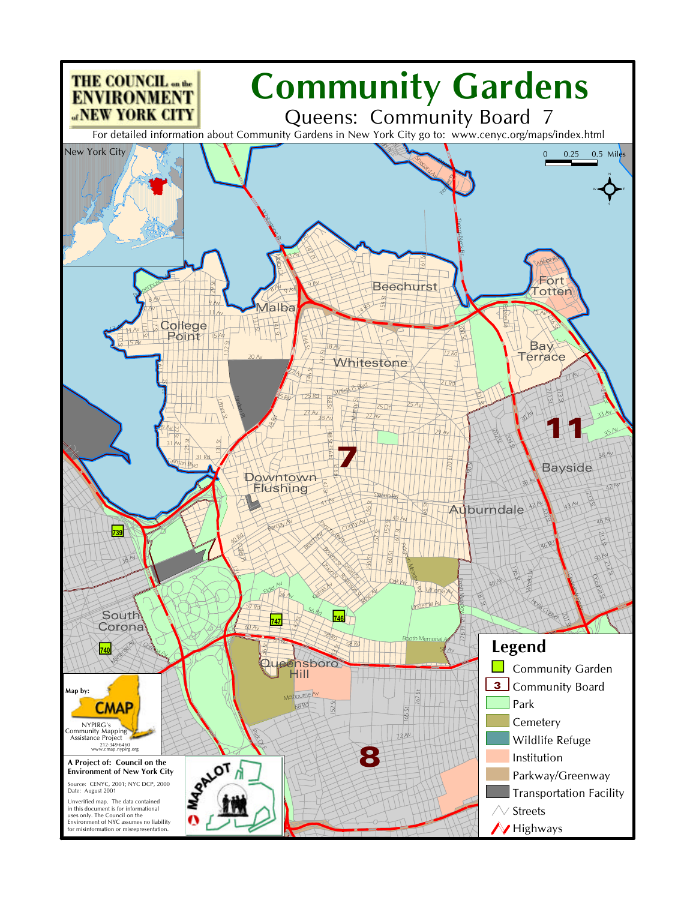THE COUNCIL on the ENVIRONMENT of NEW YORK CITY

# Community Gardens

## Queens: Community Board 7

For detailed information about Community Gardens in New York City go to: www.cenyc.org/maps/index.html

New York City

0 0.25 0.5 Miles

College Point

Malba

Beechurst

Fort Totten

Whitestone

Bay Terrace

11

Bayside

7

Downtown Flushing

Auburndale

South Corona

Queensboro Hill

8

739

740

746

747

### Legend

- Community Garden
- 3 Community Board
- Park
- Cemetery
- Wildlife Refuge
- Institution
- Parkway/Greenway
- Transportation Facility
- Streets
- Highways

Map by: CMAP

NYPIRG's Community Mapping Assistance Project
212-349-6460
www.cmap.nypirg.org

**A Project of: Council on the Environment of New York City**

Source: CENYC, 2001; NYC DCP, 2000
Date: August 2001

Unverified map. The data contained in this document is for informational uses only. The Council on the Environment of NYC assumes no liability for misinformation or misrepresentation.

MAPALOT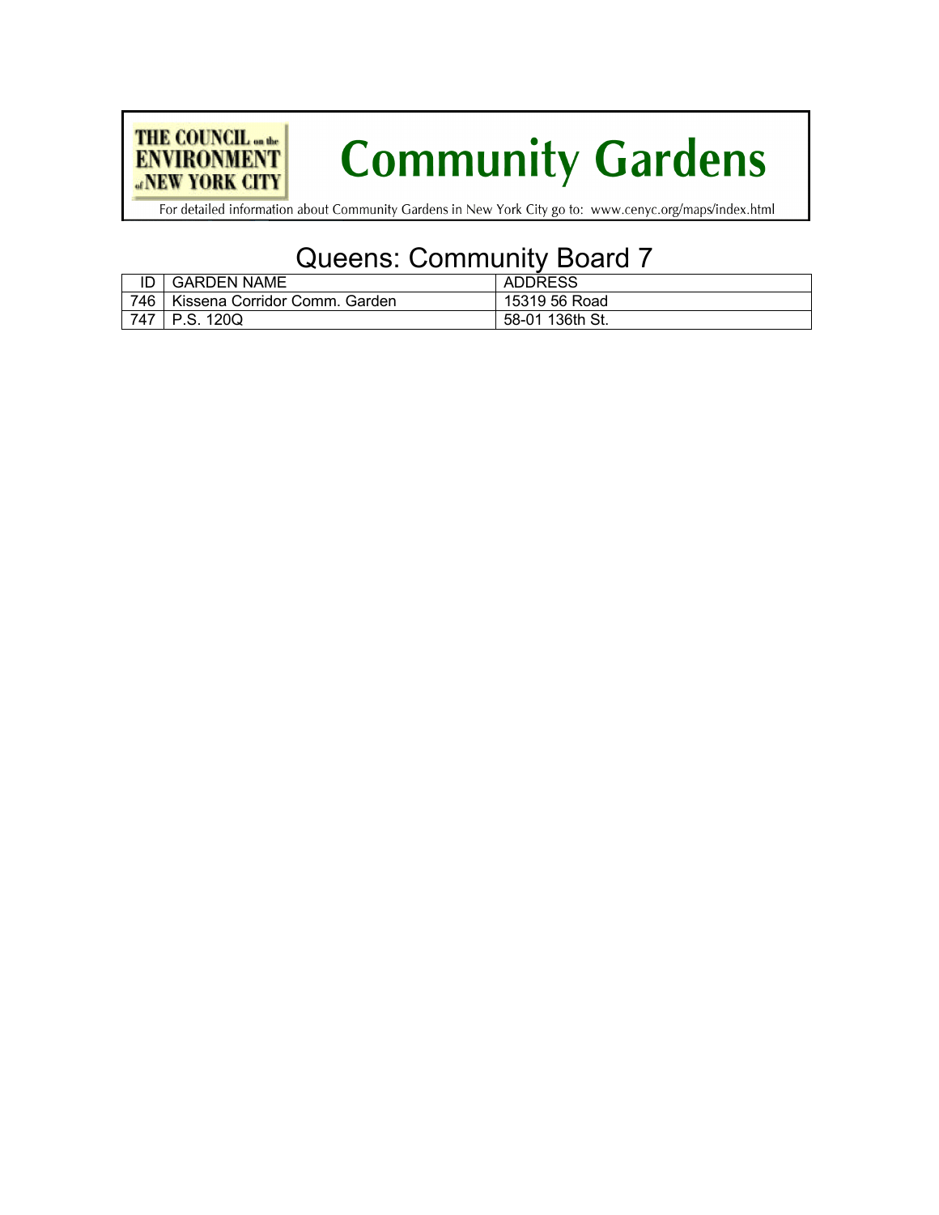THE COUNCIL on the ENVIRONMENT of NEW YORK CITY

# Community Gardens

For detailed information about Community Gardens in New York City go to: www.cenyc.org/maps/index.html

## Queens: Community Board 7

| ID | GARDEN NAME | ADDRESS |
|---|---|---|
| 746 | Kissena Corridor Comm. Garden | 15319 56 Road |
| 747 | P.S. 120Q | 58-01 136th St. |